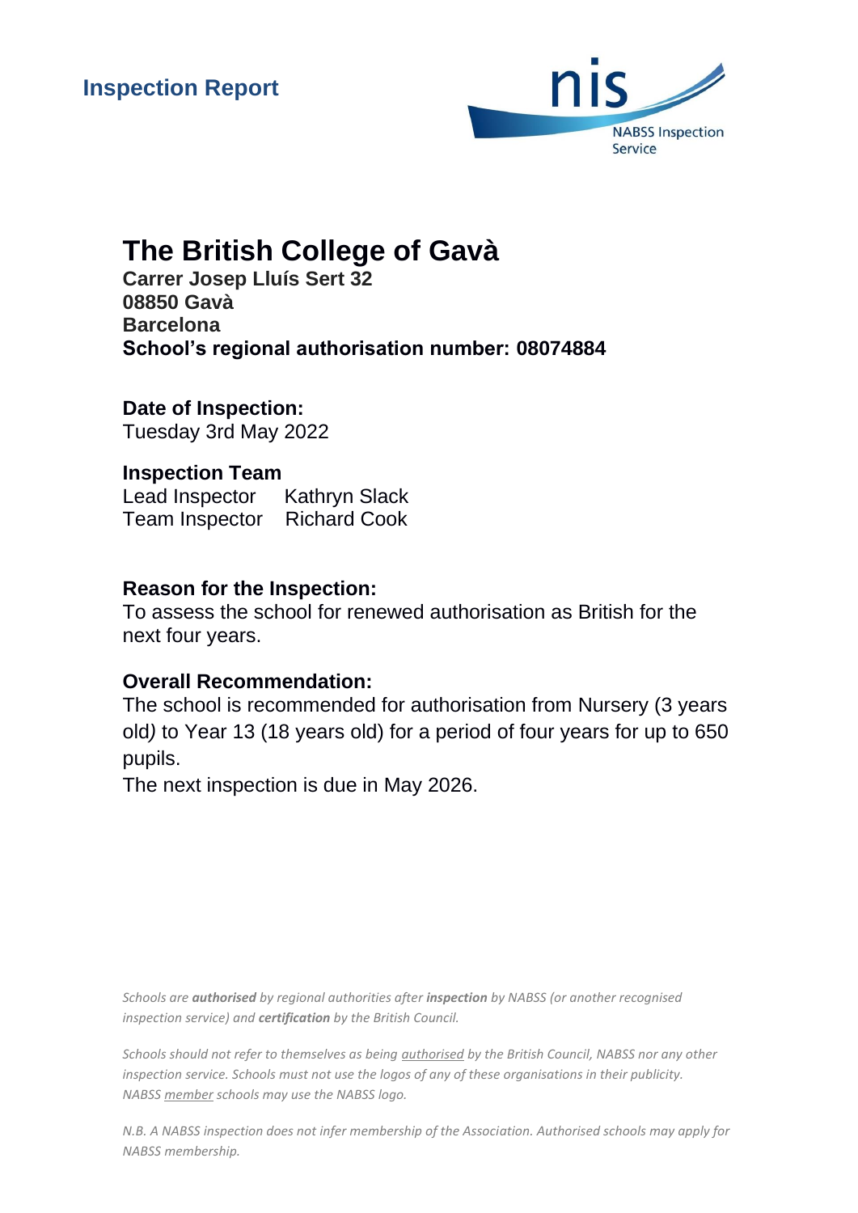**Inspection Report**

nis
NABSS Inspection Service

# The British College of Gavà

**Carrer Josep Lluís Sert 32**
**08850 Gavà**
**Barcelona**
**School's regional authorisation number: 08074884**

**Date of Inspection:**
Tuesday 3rd May 2022

**Inspection Team**
Lead Inspector  Kathryn Slack
Team Inspector  Richard Cook

**Reason for the Inspection:**
To assess the school for renewed authorisation as British for the next four years.

**Overall Recommendation:**
The school is recommended for authorisation from Nursery (3 years old) to Year 13 (18 years old) for a period of four years for up to 650 pupils.
The next inspection is due in May 2026.

*Schools are **authorised** by regional authorities after **inspection** by NABSS (or another recognised inspection service) and **certification** by the British Council.*

*Schools should not refer to themselves as being authorised by the British Council, NABSS nor any other inspection service. Schools must not use the logos of any of these organisations in their publicity. NABSS member schools may use the NABSS logo.*

*N.B. A NABSS inspection does not infer membership of the Association. Authorised schools may apply for NABSS membership.*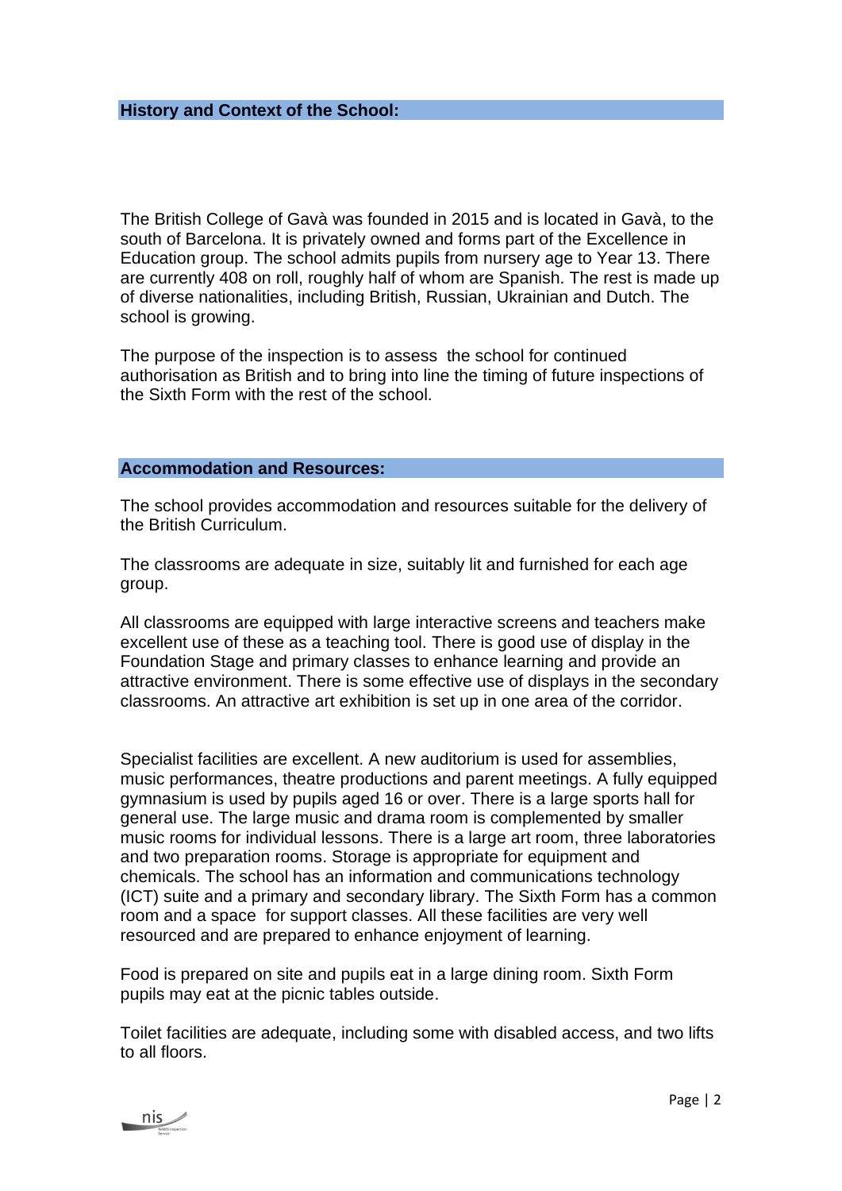## History and Context of the School:

The British College of Gavà was founded in 2015 and is located in Gavà, to the south of Barcelona. It is privately owned and forms part of the Excellence in Education group. The school admits pupils from nursery age to Year 13. There are currently 408 on roll, roughly half of whom are Spanish. The rest is made up of diverse nationalities, including British, Russian, Ukrainian and Dutch. The school is growing.

The purpose of the inspection is to assess the school for continued authorisation as British and to bring into line the timing of future inspections of the Sixth Form with the rest of the school.

## Accommodation and Resources:

The school provides accommodation and resources suitable for the delivery of the British Curriculum.

The classrooms are adequate in size, suitably lit and furnished for each age group.

All classrooms are equipped with large interactive screens and teachers make excellent use of these as a teaching tool. There is good use of display in the Foundation Stage and primary classes to enhance learning and provide an attractive environment. There is some effective use of displays in the secondary classrooms. An attractive art exhibition is set up in one area of the corridor.

Specialist facilities are excellent. A new auditorium is used for assemblies, music performances, theatre productions and parent meetings. A fully equipped gymnasium is used by pupils aged 16 or over. There is a large sports hall for general use. The large music and drama room is complemented by smaller music rooms for individual lessons. There is a large art room, three laboratories and two preparation rooms. Storage is appropriate for equipment and chemicals. The school has an information and communications technology (ICT) suite and a primary and secondary library. The Sixth Form has a common room and a space for support classes. All these facilities are very well resourced and are prepared to enhance enjoyment of learning.

Food is prepared on site and pupils eat in a large dining room. Sixth Form pupils may eat at the picnic tables outside.

Toilet facilities are adequate, including some with disabled access, and two lifts to all floors.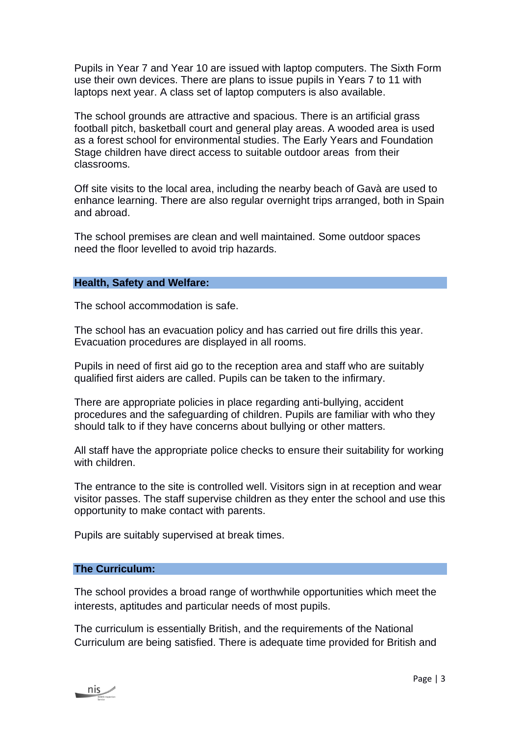Pupils in Year 7 and Year 10 are issued with laptop computers. The Sixth Form use their own devices. There are plans to issue pupils in Years 7 to 11 with laptops next year. A class set of laptop computers is also available.

The school grounds are attractive and spacious. There is an artificial grass football pitch, basketball court and general play areas. A wooded area is used as a forest school for environmental studies. The Early Years and Foundation Stage children have direct access to suitable outdoor areas from their classrooms.

Off site visits to the local area, including the nearby beach of Gavà are used to enhance learning. There are also regular overnight trips arranged, both in Spain and abroad.

The school premises are clean and well maintained. Some outdoor spaces need the floor levelled to avoid trip hazards.

## Health, Safety and Welfare:

The school accommodation is safe.

The school has an evacuation policy and has carried out fire drills this year. Evacuation procedures are displayed in all rooms.

Pupils in need of first aid go to the reception area and staff who are suitably qualified first aiders are called. Pupils can be taken to the infirmary.

There are appropriate policies in place regarding anti-bullying, accident procedures and the safeguarding of children. Pupils are familiar with who they should talk to if they have concerns about bullying or other matters.

All staff have the appropriate police checks to ensure their suitability for working with children.

The entrance to the site is controlled well. Visitors sign in at reception and wear visitor passes. The staff supervise children as they enter the school and use this opportunity to make contact with parents.

Pupils are suitably supervised at break times.

## The Curriculum:

The school provides a broad range of worthwhile opportunities which meet the interests, aptitudes and particular needs of most pupils.

The curriculum is essentially British, and the requirements of the National Curriculum are being satisfied. There is adequate time provided for British and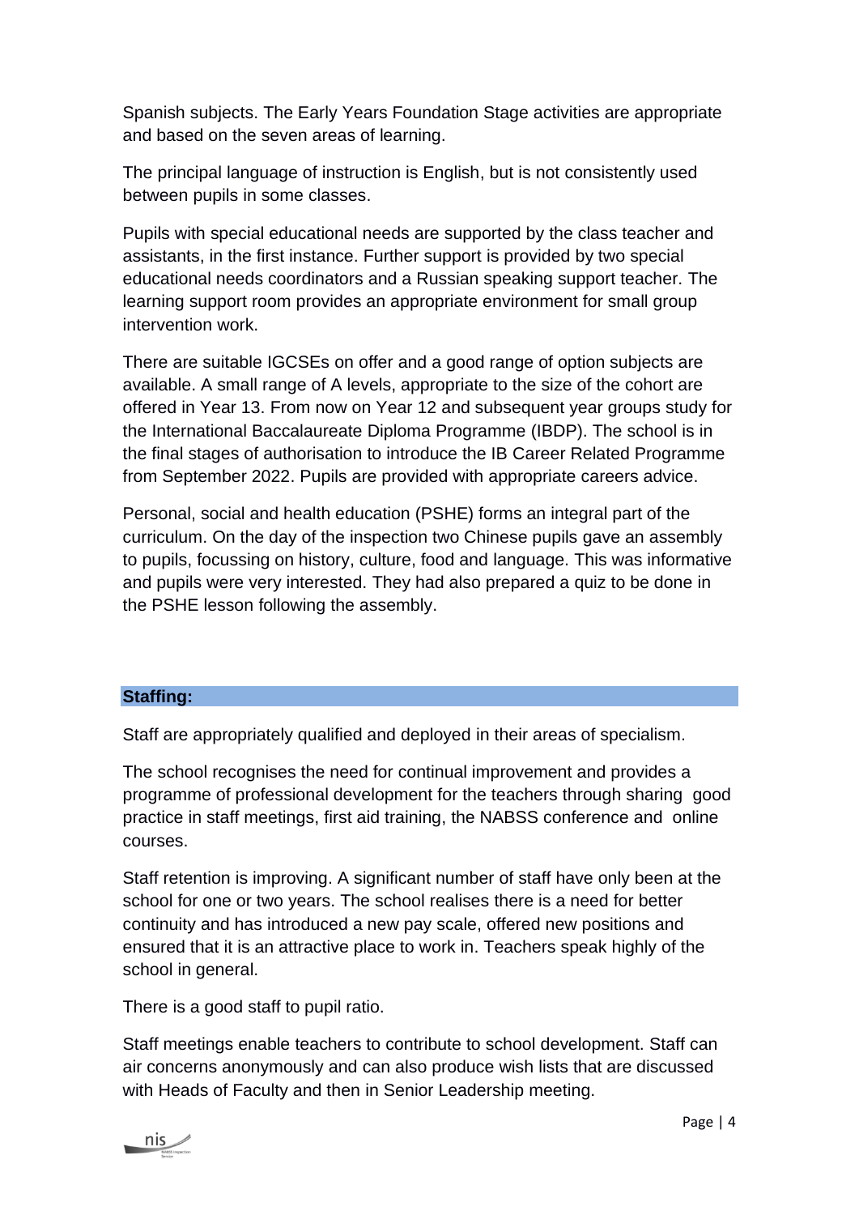Spanish subjects. The Early Years Foundation Stage activities are appropriate and based on the seven areas of learning.

The principal language of instruction is English, but is not consistently used between pupils in some classes.

Pupils with special educational needs are supported by the class teacher and assistants, in the first instance. Further support is provided by two special educational needs coordinators and a Russian speaking support teacher. The learning support room provides an appropriate environment for small group intervention work.

There are suitable IGCSEs on offer and a good range of option subjects are available. A small range of A levels, appropriate to the size of the cohort are offered in Year 13. From now on Year 12 and subsequent year groups study for the International Baccalaureate Diploma Programme (IBDP). The school is in the final stages of authorisation to introduce the IB Career Related Programme from September 2022. Pupils are provided with appropriate careers advice.

Personal, social and health education (PSHE) forms an integral part of the curriculum. On the day of the inspection two Chinese pupils gave an assembly to pupils, focussing on history, culture, food and language. This was informative and pupils were very interested. They had also prepared a quiz to be done in the PSHE lesson following the assembly.

## Staffing:

Staff are appropriately qualified and deployed in their areas of specialism.

The school recognises the need for continual improvement and provides a programme of professional development for the teachers through sharing good practice in staff meetings, first aid training, the NABSS conference and online courses.

Staff retention is improving. A significant number of staff have only been at the school for one or two years. The school realises there is a need for better continuity and has introduced a new pay scale, offered new positions and ensured that it is an attractive place to work in. Teachers speak highly of the school in general.

There is a good staff to pupil ratio.

Staff meetings enable teachers to contribute to school development. Staff can air concerns anonymously and can also produce wish lists that are discussed with Heads of Faculty and then in Senior Leadership meeting.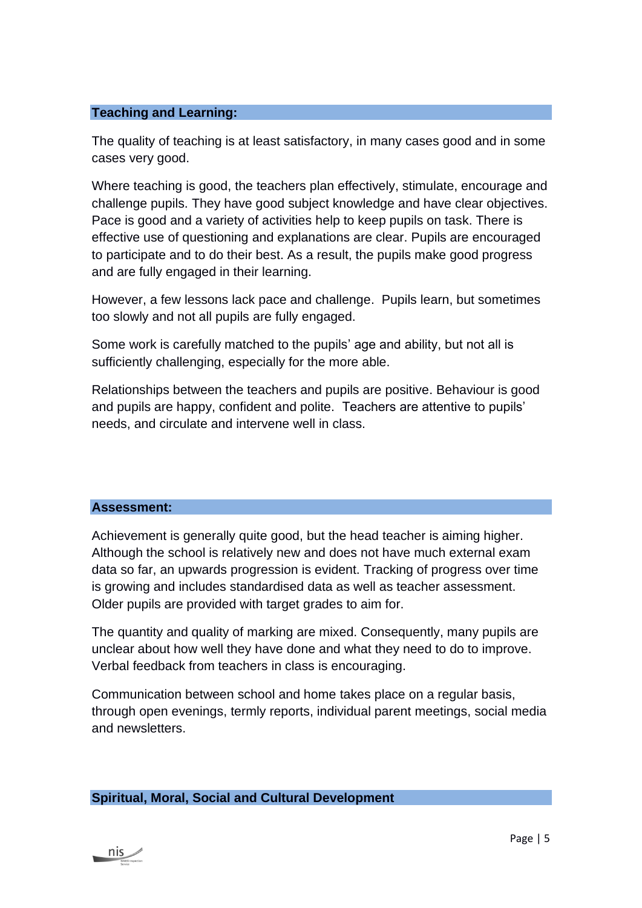## Teaching and Learning:

The quality of teaching is at least satisfactory, in many cases good and in some cases very good.

Where teaching is good, the teachers plan effectively, stimulate, encourage and challenge pupils. They have good subject knowledge and have clear objectives. Pace is good and a variety of activities help to keep pupils on task. There is effective use of questioning and explanations are clear. Pupils are encouraged to participate and to do their best. As a result, the pupils make good progress and are fully engaged in their learning.

However, a few lessons lack pace and challenge. Pupils learn, but sometimes too slowly and not all pupils are fully engaged.

Some work is carefully matched to the pupils' age and ability, but not all is sufficiently challenging, especially for the more able.

Relationships between the teachers and pupils are positive. Behaviour is good and pupils are happy, confident and polite. Teachers are attentive to pupils' needs, and circulate and intervene well in class.

## Assessment:

Achievement is generally quite good, but the head teacher is aiming higher. Although the school is relatively new and does not have much external exam data so far, an upwards progression is evident. Tracking of progress over time is growing and includes standardised data as well as teacher assessment. Older pupils are provided with target grades to aim for.

The quantity and quality of marking are mixed. Consequently, many pupils are unclear about how well they have done and what they need to do to improve. Verbal feedback from teachers in class is encouraging.

Communication between school and home takes place on a regular basis, through open evenings, termly reports, individual parent meetings, social media and newsletters.

## Spiritual, Moral, Social and Cultural Development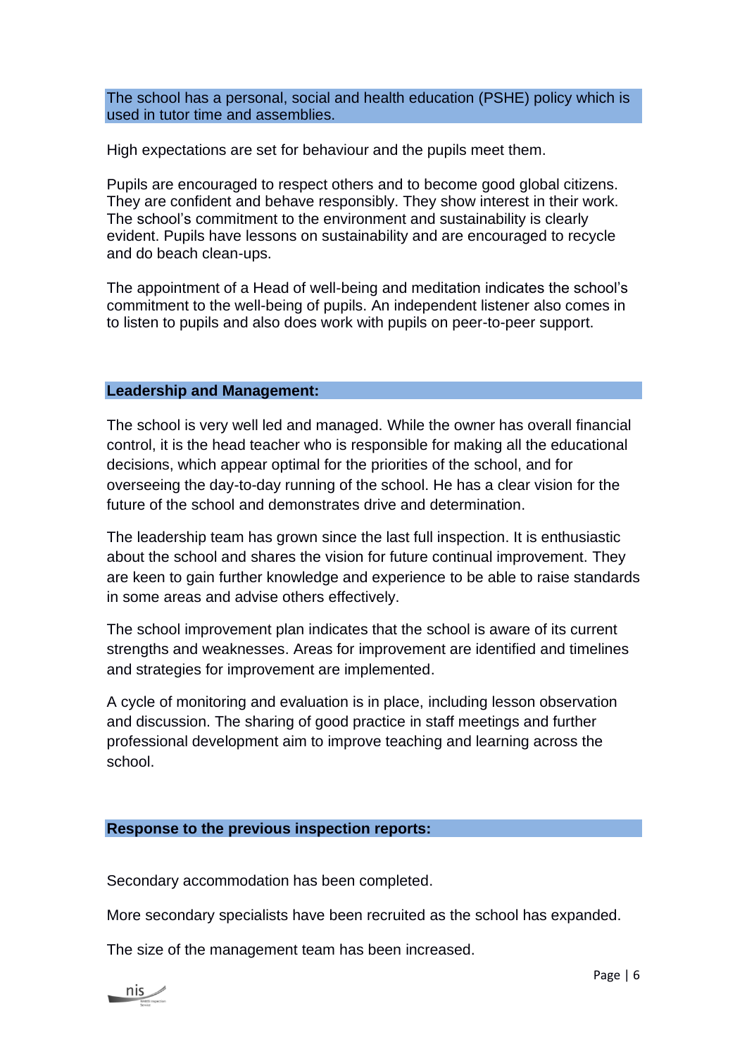The school has a personal, social and health education (PSHE) policy which is used in tutor time and assemblies.

High expectations are set for behaviour and the pupils meet them.

Pupils are encouraged to respect others and to become good global citizens. They are confident and behave responsibly. They show interest in their work. The school's commitment to the environment and sustainability is clearly evident. Pupils have lessons on sustainability and are encouraged to recycle and do beach clean-ups.

The appointment of a Head of well-being and meditation indicates the school's commitment to the well-being of pupils. An independent listener also comes in to listen to pupils and also does work with pupils on peer-to-peer support.

## Leadership and Management:

The school is very well led and managed. While the owner has overall financial control, it is the head teacher who is responsible for making all the educational decisions, which appear optimal for the priorities of the school, and for overseeing the day-to-day running of the school. He has a clear vision for the future of the school and demonstrates drive and determination.

The leadership team has grown since the last full inspection. It is enthusiastic about the school and shares the vision for future continual improvement. They are keen to gain further knowledge and experience to be able to raise standards in some areas and advise others effectively.

The school improvement plan indicates that the school is aware of its current strengths and weaknesses. Areas for improvement are identified and timelines and strategies for improvement are implemented.

A cycle of monitoring and evaluation is in place, including lesson observation and discussion. The sharing of good practice in staff meetings and further professional development aim to improve teaching and learning across the school.

## Response to the previous inspection reports:

Secondary accommodation has been completed.

More secondary specialists have been recruited as the school has expanded.

The size of the management team has been increased.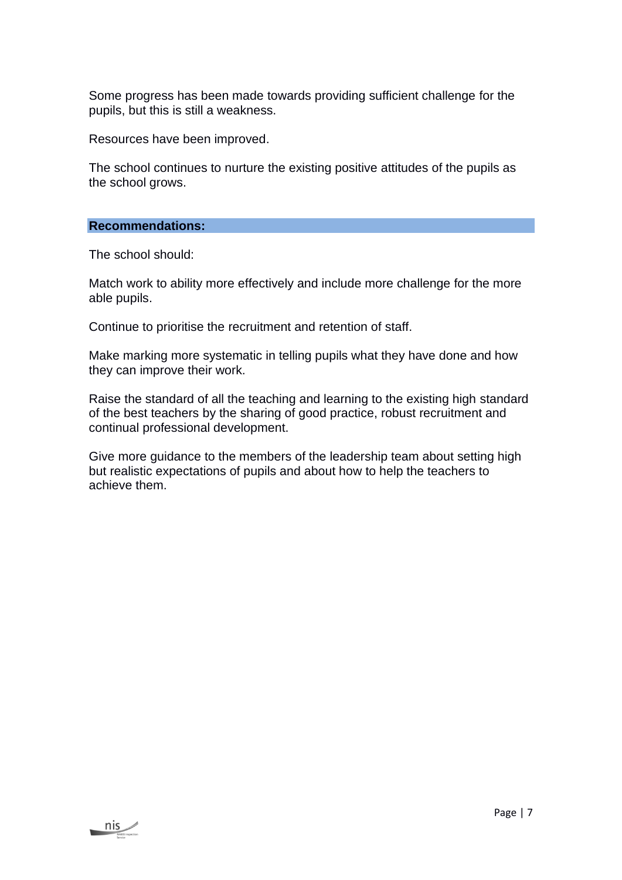Some progress has been made towards providing sufficient challenge for the pupils, but this is still a weakness.

Resources have been improved.

The school continues to nurture the existing positive attitudes of the pupils as the school grows.

## Recommendations:

The school should:

Match work to ability more effectively and include more challenge for the more able pupils.

Continue to prioritise the recruitment and retention of staff.

Make marking more systematic in telling pupils what they have done and how they can improve their work.

Raise the standard of all the teaching and learning to the existing high standard of the best teachers by the sharing of good practice, robust recruitment and continual professional development.

Give more guidance to the members of the leadership team about setting high but realistic expectations of pupils and about how to help the teachers to achieve them.